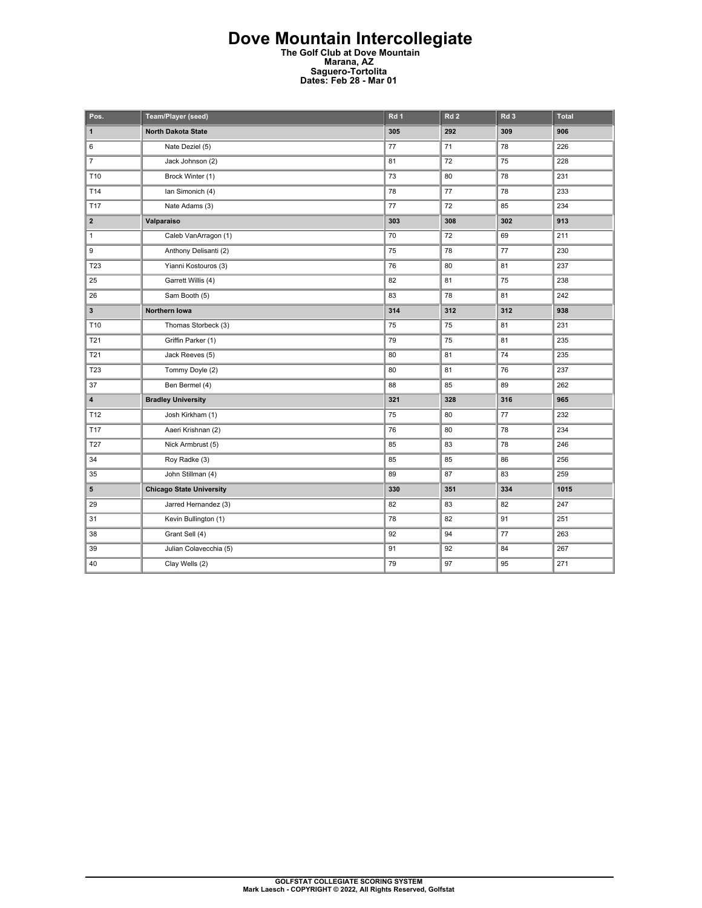# Dove Mountain Intercollegiate

**The Golf Club at Dove Mountain**
**Marana, AZ**
**Saguero-Tortolita**
**Dates: Feb 28 - Mar 01**

| Pos. | Team/Player (seed) | Rd 1 | Rd 2 | Rd 3 | Total |
|---|---|---|---|---|---|
| **1** | **North Dakota State** | **305** | **292** | **309** | **906** |
| 6 | Nate Deziel (5) | 77 | 71 | 78 | 226 |
| 7 | Jack Johnson (2) | 81 | 72 | 75 | 228 |
| T10 | Brock Winter (1) | 73 | 80 | 78 | 231 |
| T14 | Ian Simonich (4) | 78 | 77 | 78 | 233 |
| T17 | Nate Adams (3) | 77 | 72 | 85 | 234 |
| **2** | **Valparaiso** | **303** | **308** | **302** | **913** |
| 1 | Caleb VanArragon (1) | 70 | 72 | 69 | 211 |
| 9 | Anthony Delisanti (2) | 75 | 78 | 77 | 230 |
| T23 | Yianni Kostouros (3) | 76 | 80 | 81 | 237 |
| 25 | Garrett Willis (4) | 82 | 81 | 75 | 238 |
| 26 | Sam Booth (5) | 83 | 78 | 81 | 242 |
| **3** | **Northern Iowa** | **314** | **312** | **312** | **938** |
| T10 | Thomas Storbeck (3) | 75 | 75 | 81 | 231 |
| T21 | Griffin Parker (1) | 79 | 75 | 81 | 235 |
| T21 | Jack Reeves (5) | 80 | 81 | 74 | 235 |
| T23 | Tommy Doyle (2) | 80 | 81 | 76 | 237 |
| 37 | Ben Bermel (4) | 88 | 85 | 89 | 262 |
| **4** | **Bradley University** | **321** | **328** | **316** | **965** |
| T12 | Josh Kirkham (1) | 75 | 80 | 77 | 232 |
| T17 | Aaeri Krishnan (2) | 76 | 80 | 78 | 234 |
| T27 | Nick Armbrust (5) | 85 | 83 | 78 | 246 |
| 34 | Roy Radke (3) | 85 | 85 | 86 | 256 |
| 35 | John Stillman (4) | 89 | 87 | 83 | 259 |
| **5** | **Chicago State University** | **330** | **351** | **334** | **1015** |
| 29 | Jarred Hernandez (3) | 82 | 83 | 82 | 247 |
| 31 | Kevin Bullington (1) | 78 | 82 | 91 | 251 |
| 38 | Grant Sell (4) | 92 | 94 | 77 | 263 |
| 39 | Julian Colavecchia (5) | 91 | 92 | 84 | 267 |
| 40 | Clay Wells (2) | 79 | 97 | 95 | 271 |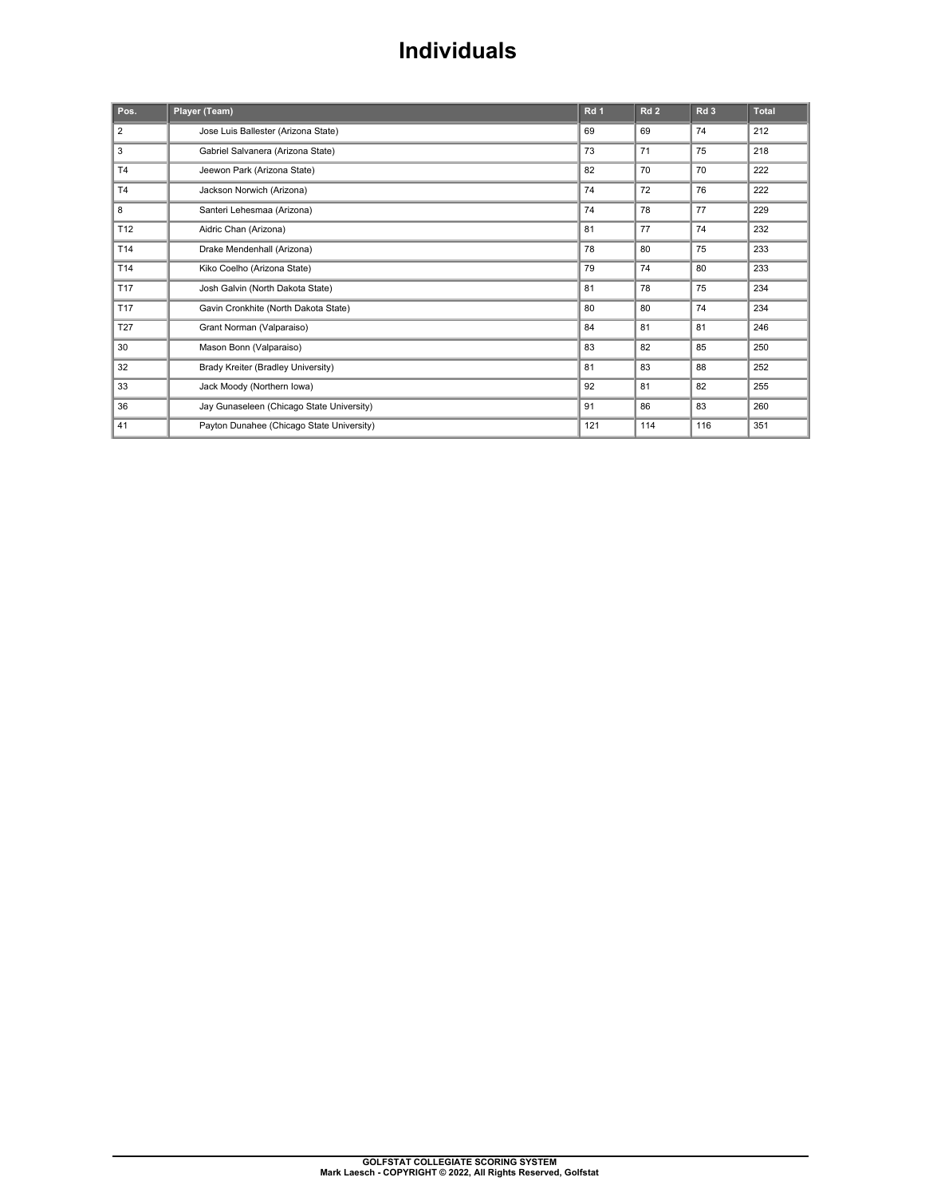# Individuals

| Pos. | Player (Team) | Rd 1 | Rd 2 | Rd 3 | Total |
|---|---|---|---|---|---|
| 2 | Jose Luis Ballester (Arizona State) | 69 | 69 | 74 | 212 |
| 3 | Gabriel Salvanera (Arizona State) | 73 | 71 | 75 | 218 |
| T4 | Jeewon Park (Arizona State) | 82 | 70 | 70 | 222 |
| T4 | Jackson Norwich (Arizona) | 74 | 72 | 76 | 222 |
| 8 | Santeri Lehesmaa (Arizona) | 74 | 78 | 77 | 229 |
| T12 | Aidric Chan (Arizona) | 81 | 77 | 74 | 232 |
| T14 | Drake Mendenhall (Arizona) | 78 | 80 | 75 | 233 |
| T14 | Kiko Coelho (Arizona State) | 79 | 74 | 80 | 233 |
| T17 | Josh Galvin (North Dakota State) | 81 | 78 | 75 | 234 |
| T17 | Gavin Cronkhite (North Dakota State) | 80 | 80 | 74 | 234 |
| T27 | Grant Norman (Valparaiso) | 84 | 81 | 81 | 246 |
| 30 | Mason Bonn (Valparaiso) | 83 | 82 | 85 | 250 |
| 32 | Brady Kreiter (Bradley University) | 81 | 83 | 88 | 252 |
| 33 | Jack Moody (Northern Iowa) | 92 | 81 | 82 | 255 |
| 36 | Jay Gunaseleen (Chicago State University) | 91 | 86 | 83 | 260 |
| 41 | Payton Dunahee (Chicago State University) | 121 | 114 | 116 | 351 |

**GOLFSTAT COLLEGIATE SCORING SYSTEM**
**Mark Laesch - COPYRIGHT © 2022, All Rights Reserved, Golfstat**